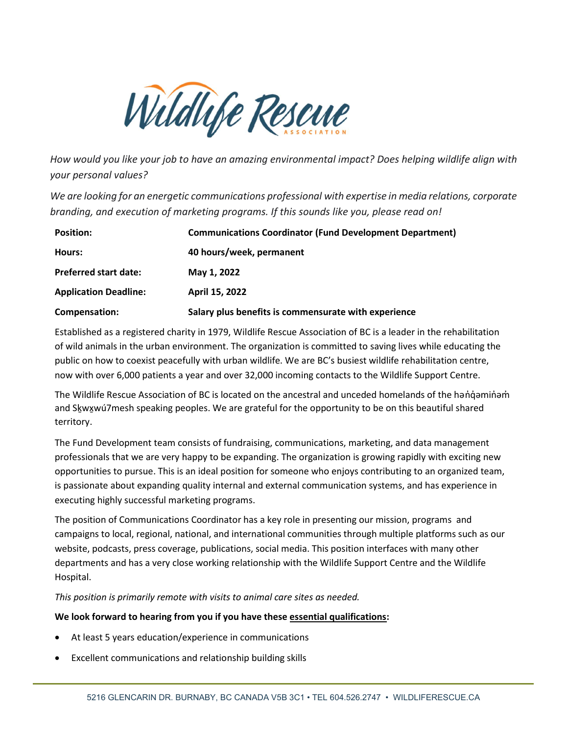*How would you like your job to have an amazing environmental impact? Does helping wildlife align with your personal values?*

*We are looking for an energetic communications professional with expertise in media relations, corporate branding, and execution of marketing programs. If this sounds like you, please read on!*

| | |
|---|---|
| **Position:** | **Communications Coordinator (Fund Development Department)** |
| **Hours:** | **40 hours/week, permanent** |
| **Preferred start date:** | **May 1, 2022** |
| **Application Deadline:** | **April 15, 2022** |
| **Compensation:** | **Salary plus benefits is commensurate with experience** |

Established as a registered charity in 1979, Wildlife Rescue Association of BC is a leader in the rehabilitation of wild animals in the urban environment. The organization is committed to saving lives while educating the public on how to coexist peacefully with urban wildlife. We are BC's busiest wildlife rehabilitation centre, now with over 6,000 patients a year and over 32,000 incoming contacts to the Wildlife Support Centre.

The Wildlife Rescue Association of BC is located on the ancestral and unceded homelands of the hən̓q̓əmin̓əm̓ and Sḵwx̱wú7mesh speaking peoples. We are grateful for the opportunity to be on this beautiful shared territory.

The Fund Development team consists of fundraising, communications, marketing, and data management professionals that we are very happy to be expanding. The organization is growing rapidly with exciting new opportunities to pursue. This is an ideal position for someone who enjoys contributing to an organized team, is passionate about expanding quality internal and external communication systems, and has experience in executing highly successful marketing programs.

The position of Communications Coordinator has a key role in presenting our mission, programs and campaigns to local, regional, national, and international communities through multiple platforms such as our website, podcasts, press coverage, publications, social media. This position interfaces with many other departments and has a very close working relationship with the Wildlife Support Centre and the Wildlife Hospital.

*This position is primarily remote with visits to animal care sites as needed.*

**We look forward to hearing from you if you have these essential qualifications:**

- At least 5 years education/experience in communications
- Excellent communications and relationship building skills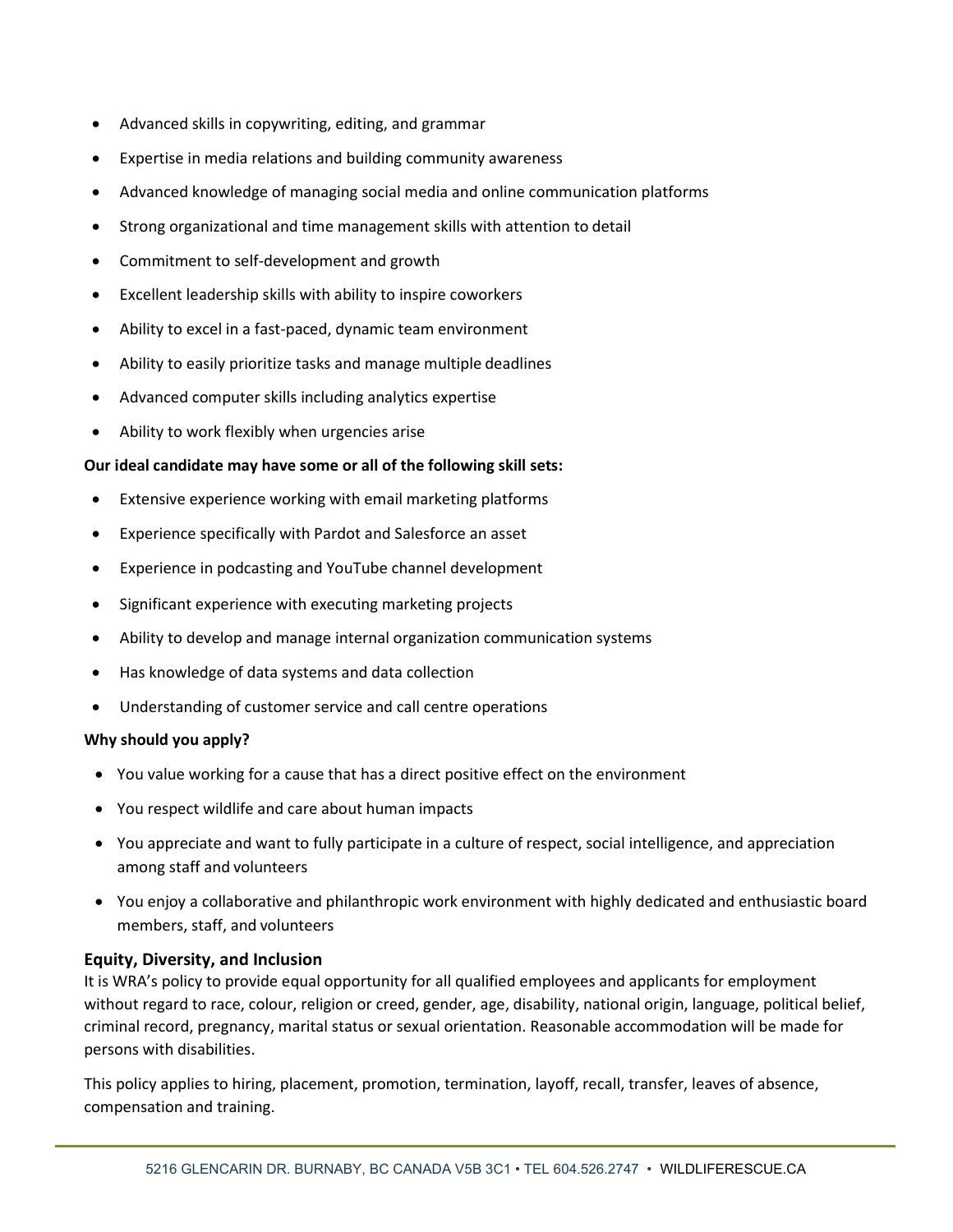- Advanced skills in copywriting, editing, and grammar
- Expertise in media relations and building community awareness
- Advanced knowledge of managing social media and online communication platforms
- Strong organizational and time management skills with attention to detail
- Commitment to self-development and growth
- Excellent leadership skills with ability to inspire coworkers
- Ability to excel in a fast-paced, dynamic team environment
- Ability to easily prioritize tasks and manage multiple deadlines
- Advanced computer skills including analytics expertise
- Ability to work flexibly when urgencies arise

**Our ideal candidate may have some or all of the following skill sets:**

- Extensive experience working with email marketing platforms
- Experience specifically with Pardot and Salesforce an asset
- Experience in podcasting and YouTube channel development
- Significant experience with executing marketing projects
- Ability to develop and manage internal organization communication systems
- Has knowledge of data systems and data collection
- Understanding of customer service and call centre operations

**Why should you apply?**

- You value working for a cause that has a direct positive effect on the environment
- You respect wildlife and care about human impacts
- You appreciate and want to fully participate in a culture of respect, social intelligence, and appreciation among staff and volunteers
- You enjoy a collaborative and philanthropic work environment with highly dedicated and enthusiastic board members, staff, and volunteers

### Equity, Diversity, and Inclusion

It is WRA's policy to provide equal opportunity for all qualified employees and applicants for employment without regard to race, colour, religion or creed, gender, age, disability, national origin, language, political belief, criminal record, pregnancy, marital status or sexual orientation. Reasonable accommodation will be made for persons with disabilities.

This policy applies to hiring, placement, promotion, termination, layoff, recall, transfer, leaves of absence, compensation and training.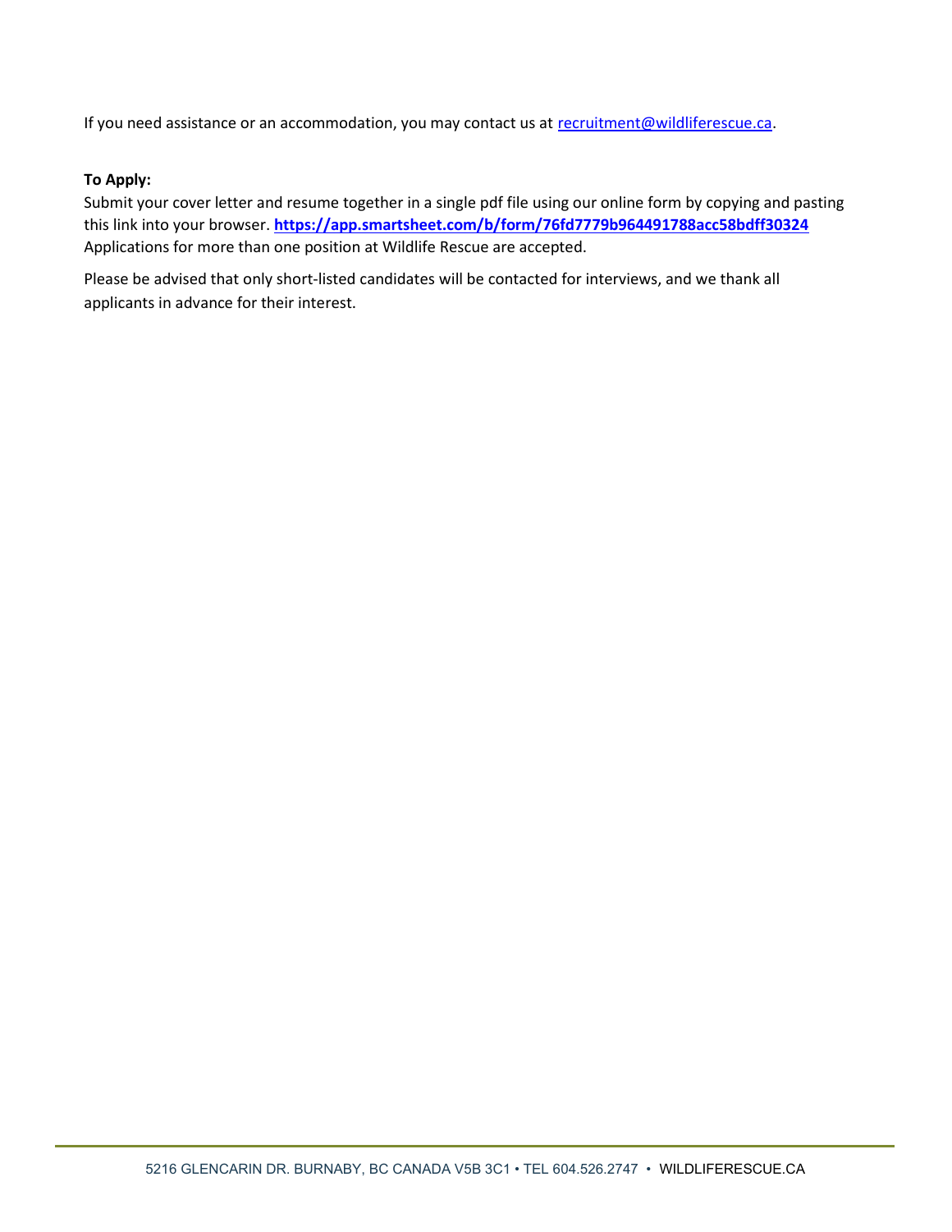If you need assistance or an accommodation, you may contact us at recruitment@wildliferescue.ca.

**To Apply:**

Submit your cover letter and resume together in a single pdf file using our online form by copying and pasting this link into your browser. **https://app.smartsheet.com/b/form/76fd7779b964491788acc58bdff30324**

Applications for more than one position at Wildlife Rescue are accepted.

Please be advised that only short-listed candidates will be contacted for interviews, and we thank all applicants in advance for their interest.